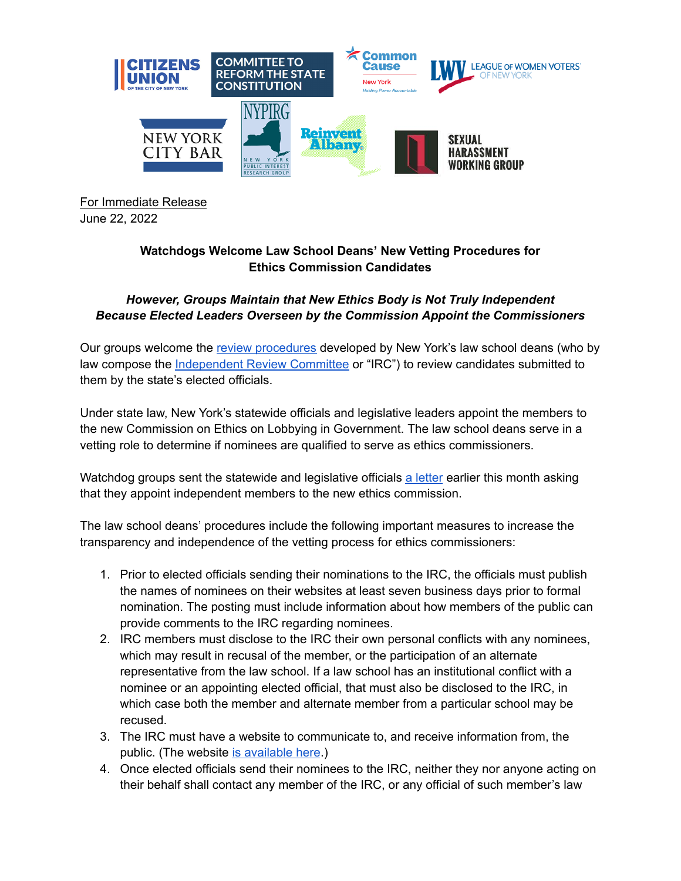For Immediate Release
June 22, 2022

**Watchdogs Welcome Law School Deans' New Vetting Procedures for Ethics Commission Candidates**

***However, Groups Maintain that New Ethics Body is Not Truly Independent Because Elected Leaders Overseen by the Commission Appoint the Commissioners***

Our groups welcome the review procedures developed by New York's law school deans (who by law compose the Independent Review Committee or "IRC") to review candidates submitted to them by the state's elected officials.

Under state law, New York's statewide officials and legislative leaders appoint the members to the new Commission on Ethics on Lobbying in Government. The law school deans serve in a vetting role to determine if nominees are qualified to serve as ethics commissioners.

Watchdog groups sent the statewide and legislative officials a letter earlier this month asking that they appoint independent members to the new ethics commission.

The law school deans' procedures include the following important measures to increase the transparency and independence of the vetting process for ethics commissioners:

1. Prior to elected officials sending their nominations to the IRC, the officials must publish the names of nominees on their websites at least seven business days prior to formal nomination. The posting must include information about how members of the public can provide comments to the IRC regarding nominees.
2. IRC members must disclose to the IRC their own personal conflicts with any nominees, which may result in recusal of the member, or the participation of an alternate representative from the law school. If a law school has an institutional conflict with a nominee or an appointing elected official, that must also be disclosed to the IRC, in which case both the member and alternate member from a particular school may be recused.
3. The IRC must have a website to communicate to, and receive information from, the public. (The website is available here.)
4. Once elected officials send their nominees to the IRC, neither they nor anyone acting on their behalf shall contact any member of the IRC, or any official of such member's law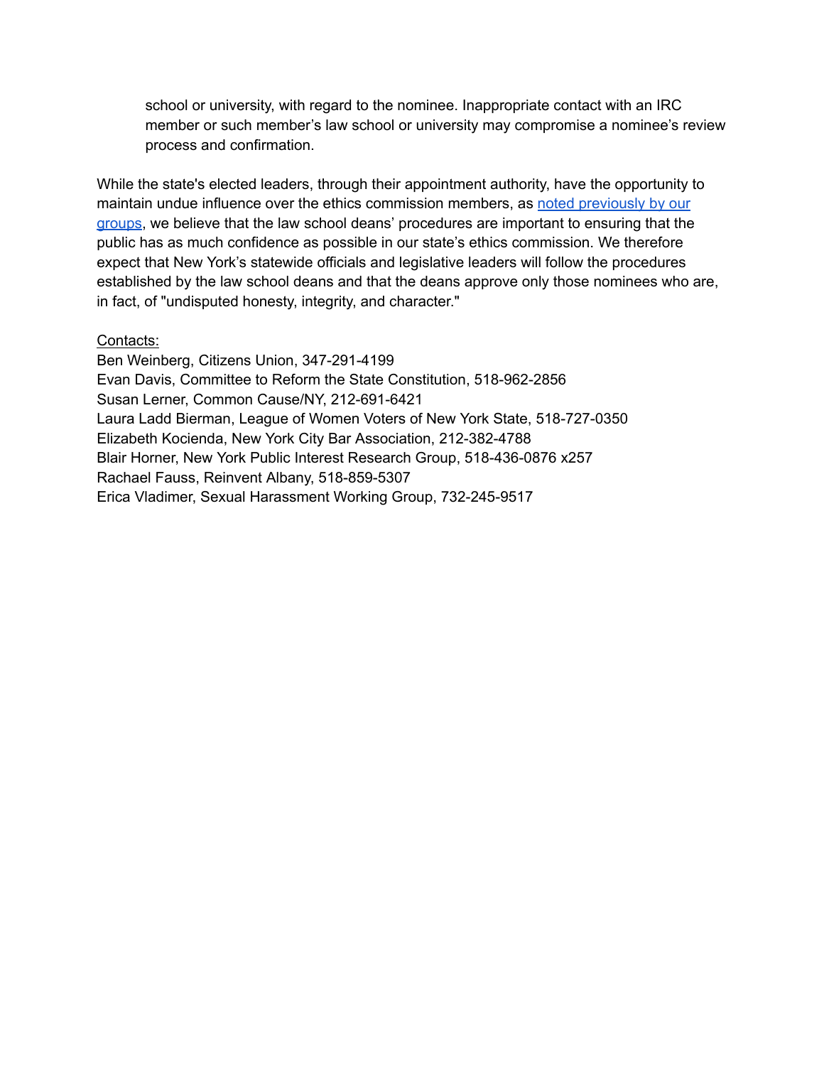school or university, with regard to the nominee. Inappropriate contact with an IRC member or such member's law school or university may compromise a nominee's review process and confirmation.

While the state's elected leaders, through their appointment authority, have the opportunity to maintain undue influence over the ethics commission members, as noted previously by our groups, we believe that the law school deans' procedures are important to ensuring that the public has as much confidence as possible in our state's ethics commission. We therefore expect that New York's statewide officials and legislative leaders will follow the procedures established by the law school deans and that the deans approve only those nominees who are, in fact, of "undisputed honesty, integrity, and character."

Contacts:
Ben Weinberg, Citizens Union, 347-291-4199
Evan Davis, Committee to Reform the State Constitution, 518-962-2856
Susan Lerner, Common Cause/NY, 212-691-6421
Laura Ladd Bierman, League of Women Voters of New York State, 518-727-0350
Elizabeth Kocienda, New York City Bar Association, 212-382-4788
Blair Horner, New York Public Interest Research Group, 518-436-0876 x257
Rachael Fauss, Reinvent Albany, 518-859-5307
Erica Vladimer, Sexual Harassment Working Group, 732-245-9517